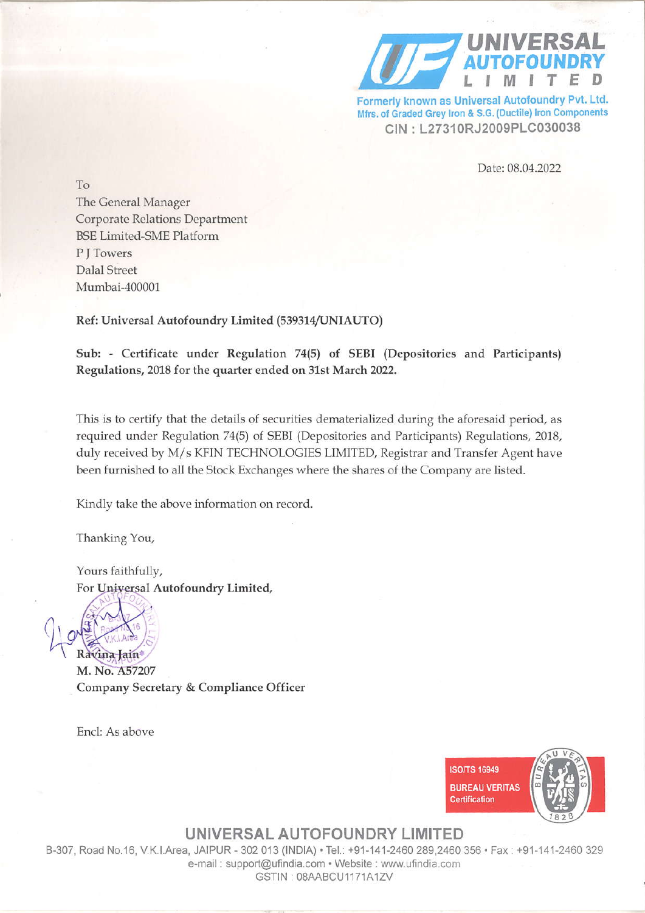**UNIVERSAL AUTOFOUNDRY LIMITED**

Formerly known as Universal Autofoundry Pvt. Ltd.
Mfrs. of Graded Grey Iron & S.G. (Ductile) Iron Components
CIN : L27310RJ2009PLC030038

Date: 08.04.2022

To
The General Manager
Corporate Relations Department
BSE Limited-SME Platform
P J Towers
Dalal Street
Mumbai-400001

**Ref: Universal Autofoundry Limited (539314/UNIAUTO)**

**Sub: - Certificate under Regulation 74(5) of SEBI (Depositories and Participants) Regulations, 2018 for the quarter ended on 31st March 2022.**

This is to certify that the details of securities dematerialized during the aforesaid period, as required under Regulation 74(5) of SEBI (Depositories and Participants) Regulations, 2018, duly received by M/s KFIN TECHNOLOGIES LIMITED, Registrar and Transfer Agent have been furnished to all the Stock Exchanges where the shares of the Company are listed.

Kindly take the above information on record.

Thanking You,

Yours faithfully,
For **Universal Autofoundry Limited,**

**Ravina Jain**
**M. No. A57207**
**Company Secretary & Compliance Officer**

Encl: As above

ISO/TS 16949
BUREAU VERITAS
Certification

**UNIVERSAL AUTOFOUNDRY LIMITED**
B-307, Road No.16, V.K.I.Area, JAIPUR - 302 013 (INDIA) • Tel.: +91-141-2460 289,2460 356 • Fax : +91-141-2460 329
e-mail : support@ufindia.com • Website : www.ufindia.com
GSTIN : 08AABCU1171A1ZV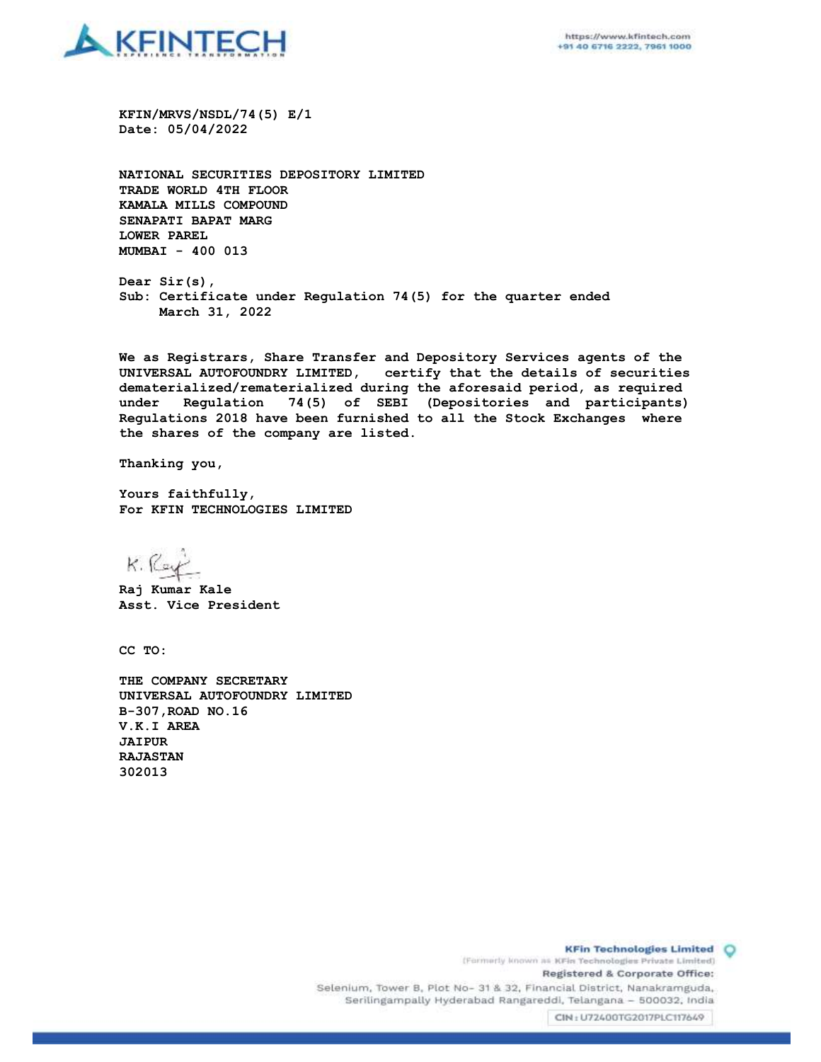KFIN/MRVS/NSDL/74(5) E/1
Date: 05/04/2022

NATIONAL SECURITIES DEPOSITORY LIMITED
TRADE WORLD 4TH FLOOR
KAMALA MILLS COMPOUND
SENAPATI BAPAT MARG
LOWER PAREL
MUMBAI - 400 013

Dear Sir(s),
Sub: Certificate under Regulation 74(5) for the quarter ended March 31, 2022

We as Registrars, Share Transfer and Depository Services agents of the UNIVERSAL AUTOFOUNDRY LIMITED, certify that the details of securities dematerialized/rematerialized during the aforesaid period, as required under Regulation 74(5) of SEBI (Depositories and participants) Regulations 2018 have been furnished to all the Stock Exchanges where the shares of the company are listed.

Thanking you,

Yours faithfully,
For KFIN TECHNOLOGIES LIMITED

Raj Kumar Kale
Asst. Vice President

CC TO:

THE COMPANY SECRETARY
UNIVERSAL AUTOFOUNDRY LIMITED
B-307,ROAD NO.16
V.K.I AREA
JAIPUR
RAJASTAN
302013

**KFin Technologies Limited**
(Formerly known as KFin Technologies Private Limited)
**Registered & Corporate Office:**
Selenium, Tower B, Plot No- 31 & 32, Financial District, Nanakramguda, Serilingampally Hyderabad Rangareddi, Telangana – 500032, India
CIN : U72400TG2017PLC117649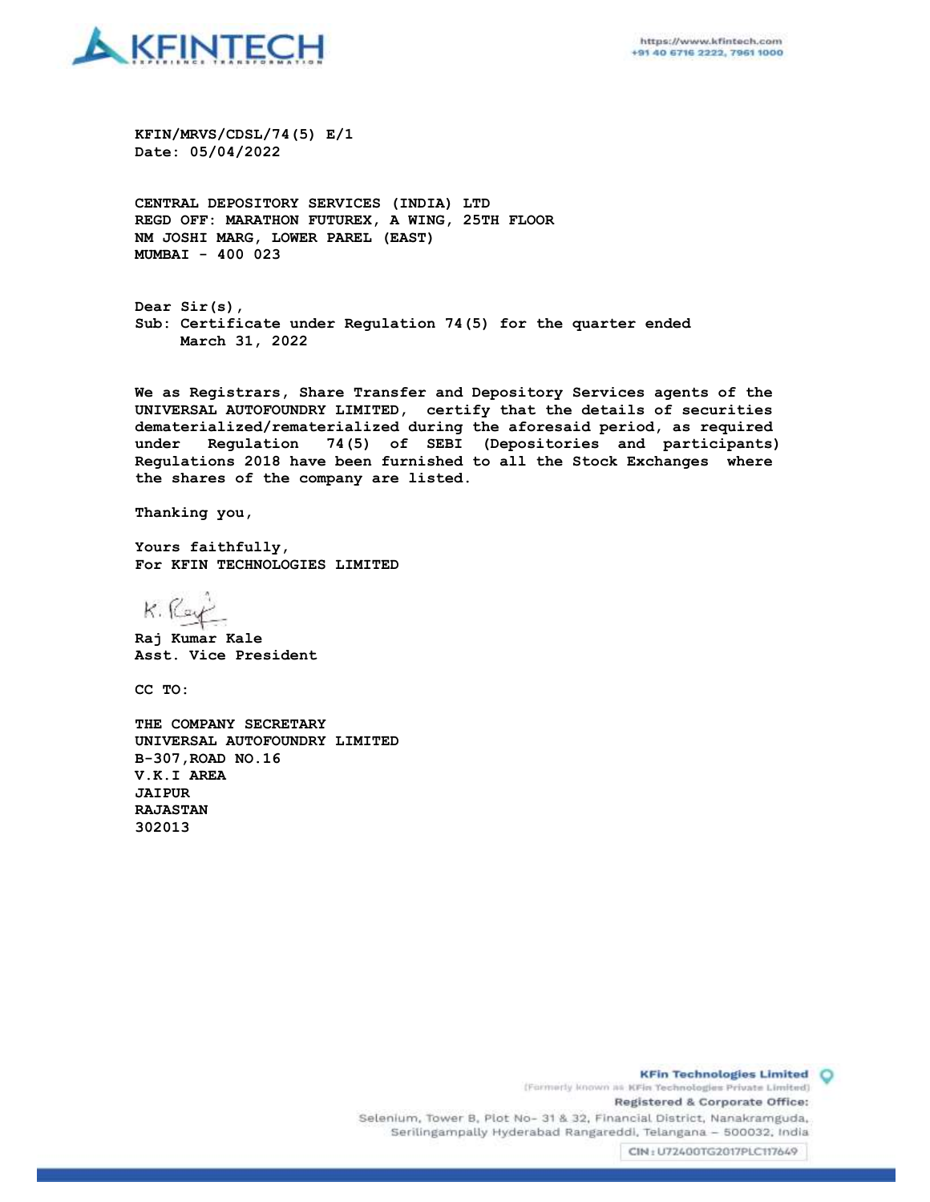KFIN/MRVS/CDSL/74(5) E/1
Date: 05/04/2022

CENTRAL DEPOSITORY SERVICES (INDIA) LTD
REGD OFF: MARATHON FUTUREX, A WING, 25TH FLOOR
NM JOSHI MARG, LOWER PAREL (EAST)
MUMBAI - 400 023

Dear Sir(s),

Sub: Certificate under Regulation 74(5) for the quarter ended March 31, 2022

We as Registrars, Share Transfer and Depository Services agents of the UNIVERSAL AUTOFOUNDRY LIMITED, certify that the details of securities dematerialized/rematerialized during the aforesaid period, as required under Regulation 74(5) of SEBI (Depositories and participants) Regulations 2018 have been furnished to all the Stock Exchanges where the shares of the company are listed.

Thanking you,

Yours faithfully,
For KFIN TECHNOLOGIES LIMITED

K. Raj

Raj Kumar Kale
Asst. Vice President

CC TO:

THE COMPANY SECRETARY
UNIVERSAL AUTOFOUNDRY LIMITED
B-307,ROAD NO.16
V.K.I AREA
JAIPUR
RAJASTAN
302013

KFin Technologies Limited
(Formerly known as KFin Technologies Private Limited)
Registered & Corporate Office:
Selenium, Tower B, Plot No- 31 & 32, Financial District, Nanakramguda, Serilingampally Hyderabad Rangareddi, Telangana – 500032, India
CIN: U72400TG2017PLC117649